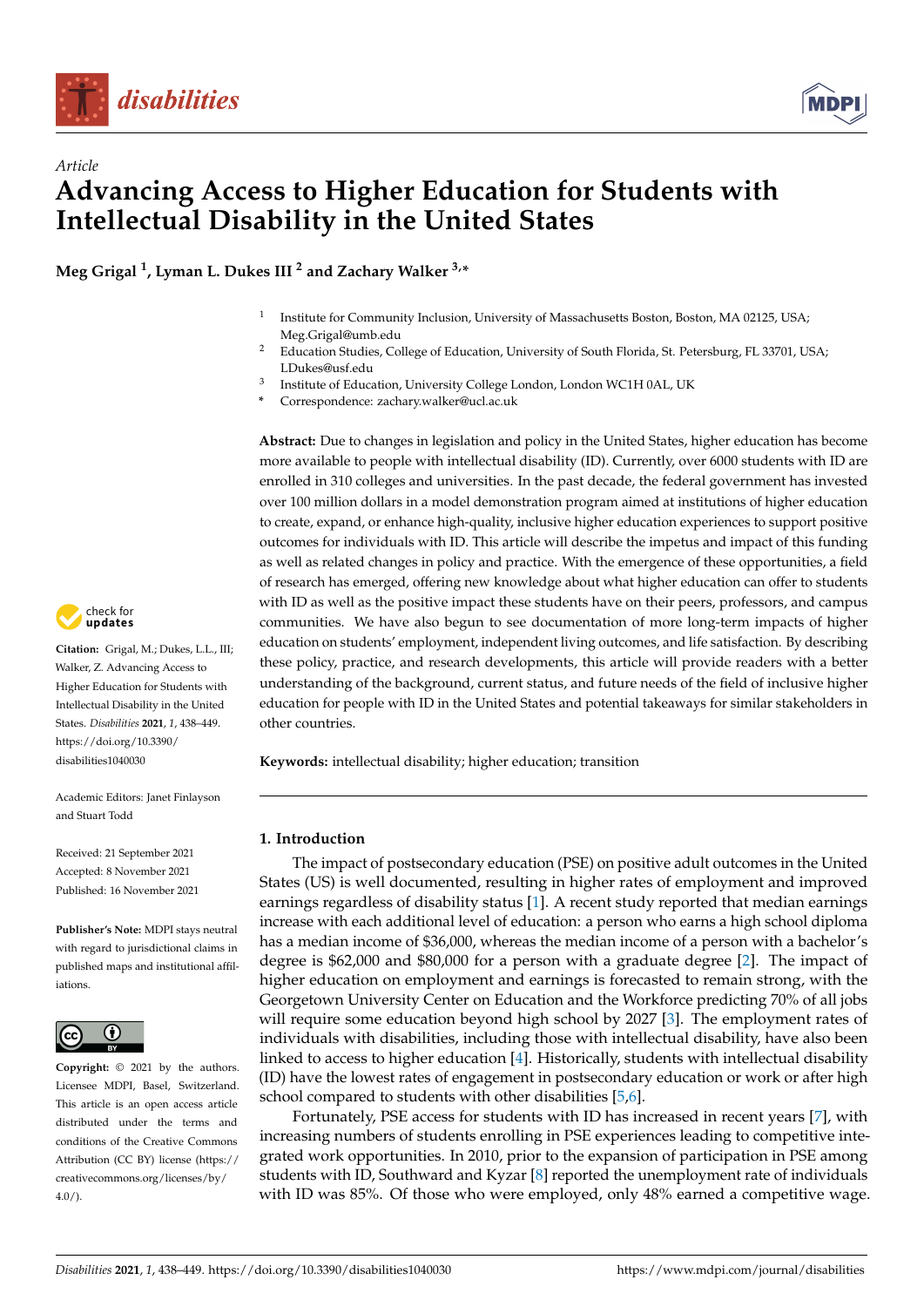*Article*

# Advancing Access to Higher Education for Students with Intellectual Disability in the United States

**Meg Grigal [1], Lyman L. Dukes III [2] and Zachary Walker [3,*]**

[1] Institute for Community Inclusion, University of Massachusetts Boston, Boston, MA 02125, USA; Meg.Grigal@umb.edu
[2] Education Studies, College of Education, University of South Florida, St. Petersburg, FL 33701, USA; LDukes@usf.edu
[3] Institute of Education, University College London, London WC1H 0AL, UK
[*] Correspondence: zachary.walker@ucl.ac.uk

**Abstract:** Due to changes in legislation and policy in the United States, higher education has become more available to people with intellectual disability (ID). Currently, over 6000 students with ID are enrolled in 310 colleges and universities. In the past decade, the federal government has invested over 100 million dollars in a model demonstration program aimed at institutions of higher education to create, expand, or enhance high-quality, inclusive higher education experiences to support positive outcomes for individuals with ID. This article will describe the impetus and impact of this funding as well as related changes in policy and practice. With the emergence of these opportunities, a field of research has emerged, offering new knowledge about what higher education can offer to students with ID as well as the positive impact these students have on their peers, professors, and campus communities. We have also begun to see documentation of more long-term impacts of higher education on students' employment, independent living outcomes, and life satisfaction. By describing these policy, practice, and research developments, this article will provide readers with a better understanding of the background, current status, and future needs of the field of inclusive higher education for people with ID in the United States and potential takeaways for similar stakeholders in other countries.

**Keywords:** intellectual disability; higher education; transition

**Citation:** Grigal, M.; Dukes, L.L., III; Walker, Z. Advancing Access to Higher Education for Students with Intellectual Disability in the United States. *Disabilities* **2021**, *1*, 438–449. https://doi.org/10.3390/disabilities1040030

Academic Editors: Janet Finlayson and Stuart Todd

Received: 21 September 2021
Accepted: 8 November 2021
Published: 16 November 2021

**Publisher's Note:** MDPI stays neutral with regard to jurisdictional claims in published maps and institutional affiliations.

**Copyright:** © 2021 by the authors. Licensee MDPI, Basel, Switzerland. This article is an open access article distributed under the terms and conditions of the Creative Commons Attribution (CC BY) license (https://creativecommons.org/licenses/by/4.0/).

## 1. Introduction

The impact of postsecondary education (PSE) on positive adult outcomes in the United States (US) is well documented, resulting in higher rates of employment and improved earnings regardless of disability status [1]. A recent study reported that median earnings increase with each additional level of education: a person who earns a high school diploma has a median income of $36,000, whereas the median income of a person with a bachelor's degree is $62,000 and $80,000 for a person with a graduate degree [2]. The impact of higher education on employment and earnings is forecasted to remain strong, with the Georgetown University Center on Education and the Workforce predicting 70% of all jobs will require some education beyond high school by 2027 [3]. The employment rates of individuals with disabilities, including those with intellectual disability, have also been linked to access to higher education [4]. Historically, students with intellectual disability (ID) have the lowest rates of engagement in postsecondary education or work after high school compared to students with other disabilities [5,6].

Fortunately, PSE access for students with ID has increased in recent years [7], with increasing numbers of students enrolling in PSE experiences leading to competitive integrated work opportunities. In 2010, prior to the expansion of participation in PSE among students with ID, Southward and Kyzar [8] reported the unemployment rate of individuals with ID was 85%. Of those who were employed, only 48% earned a competitive wage.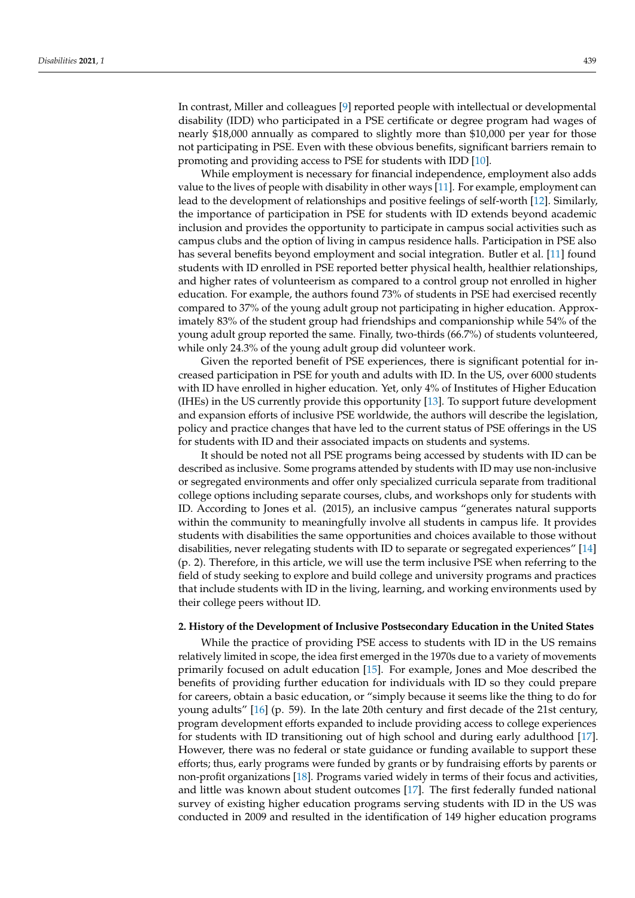In contrast, Miller and colleagues [9] reported people with intellectual or developmental disability (IDD) who participated in a PSE certificate or degree program had wages of nearly $18,000 annually as compared to slightly more than $10,000 per year for those not participating in PSE. Even with these obvious benefits, significant barriers remain to promoting and providing access to PSE for students with IDD [10].

While employment is necessary for financial independence, employment also adds value to the lives of people with disability in other ways [11]. For example, employment can lead to the development of relationships and positive feelings of self-worth [12]. Similarly, the importance of participation in PSE for students with ID extends beyond academic inclusion and provides the opportunity to participate in campus social activities such as campus clubs and the option of living in campus residence halls. Participation in PSE also has several benefits beyond employment and social integration. Butler et al. [11] found students with ID enrolled in PSE reported better physical health, healthier relationships, and higher rates of volunteerism as compared to a control group not enrolled in higher education. For example, the authors found 73% of students in PSE had exercised recently compared to 37% of the young adult group not participating in higher education. Approximately 83% of the student group had friendships and companionship while 54% of the young adult group reported the same. Finally, two-thirds (66.7%) of students volunteered, while only 24.3% of the young adult group did volunteer work.

Given the reported benefit of PSE experiences, there is significant potential for increased participation in PSE for youth and adults with ID. In the US, over 6000 students with ID have enrolled in higher education. Yet, only 4% of Institutes of Higher Education (IHEs) in the US currently provide this opportunity [13]. To support future development and expansion efforts of inclusive PSE worldwide, the authors will describe the legislation, policy and practice changes that have led to the current status of PSE offerings in the US for students with ID and their associated impacts on students and systems.

It should be noted not all PSE programs being accessed by students with ID can be described as inclusive. Some programs attended by students with ID may use non-inclusive or segregated environments and offer only specialized curricula separate from traditional college options including separate courses, clubs, and workshops only for students with ID. According to Jones et al. (2015), an inclusive campus "generates natural supports within the community to meaningfully involve all students in campus life. It provides students with disabilities the same opportunities and choices available to those without disabilities, never relegating students with ID to separate or segregated experiences" [14] (p. 2). Therefore, in this article, we will use the term inclusive PSE when referring to the field of study seeking to explore and build college and university programs and practices that include students with ID in the living, learning, and working environments used by their college peers without ID.

## 2. History of the Development of Inclusive Postsecondary Education in the United States

While the practice of providing PSE access to students with ID in the US remains relatively limited in scope, the idea first emerged in the 1970s due to a variety of movements primarily focused on adult education [15]. For example, Jones and Moe described the benefits of providing further education for individuals with ID so they could prepare for careers, obtain a basic education, or "simply because it seems like the thing to do for young adults" [16] (p. 59). In the late 20th century and first decade of the 21st century, program development efforts expanded to include providing access to college experiences for students with ID transitioning out of high school and during early adulthood [17]. However, there was no federal or state guidance or funding available to support these efforts; thus, early programs were funded by grants or by fundraising efforts by parents or non-profit organizations [18]. Programs varied widely in terms of their focus and activities, and little was known about student outcomes [17]. The first federally funded national survey of existing higher education programs serving students with ID in the US was conducted in 2009 and resulted in the identification of 149 higher education programs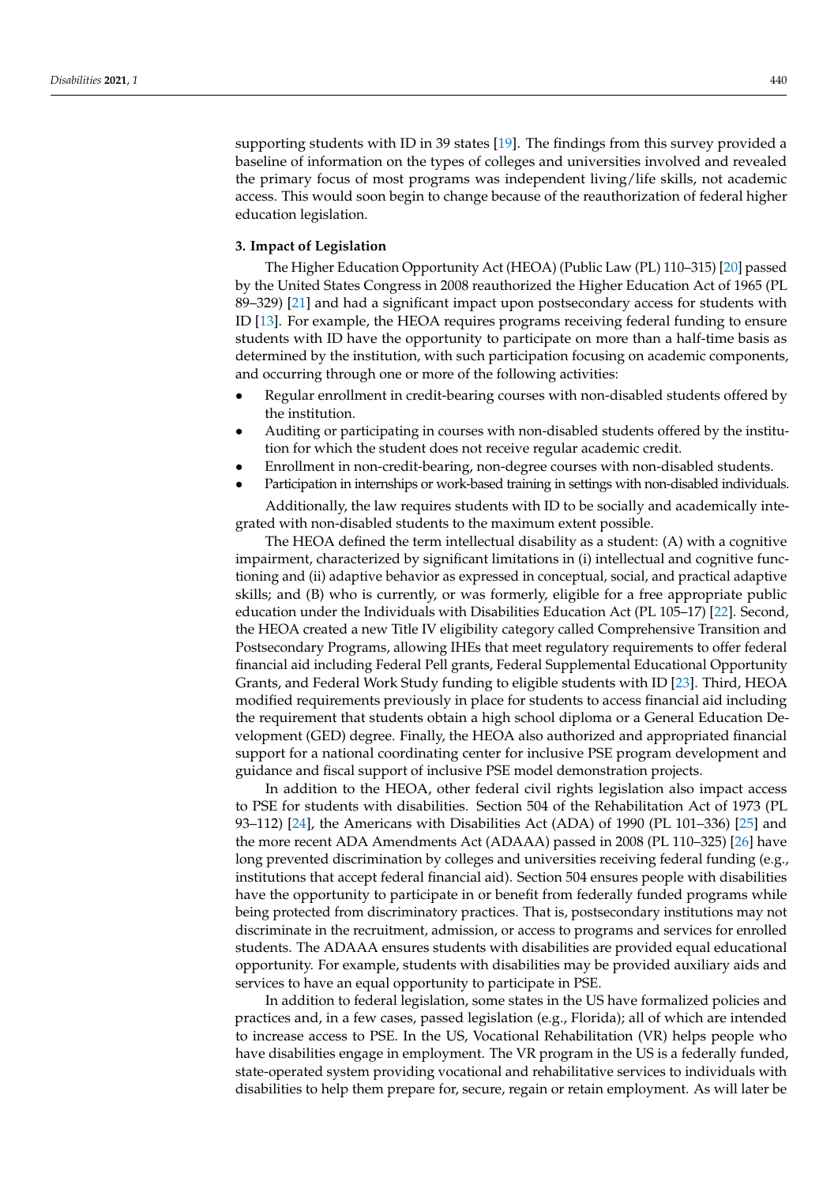supporting students with ID in 39 states [19]. The findings from this survey provided a baseline of information on the types of colleges and universities involved and revealed the primary focus of most programs was independent living/life skills, not academic access. This would soon begin to change because of the reauthorization of federal higher education legislation.

## 3. Impact of Legislation

The Higher Education Opportunity Act (HEOA) (Public Law (PL) 110–315) [20] passed by the United States Congress in 2008 reauthorized the Higher Education Act of 1965 (PL 89–329) [21] and had a significant impact upon postsecondary access for students with ID [13]. For example, the HEOA requires programs receiving federal funding to ensure students with ID have the opportunity to participate on more than a half-time basis as determined by the institution, with such participation focusing on academic components, and occurring through one or more of the following activities:

- Regular enrollment in credit-bearing courses with non-disabled students offered by the institution.
- Auditing or participating in courses with non-disabled students offered by the institution for which the student does not receive regular academic credit.
- Enrollment in non-credit-bearing, non-degree courses with non-disabled students.
- Participation in internships or work-based training in settings with non-disabled individuals.

Additionally, the law requires students with ID to be socially and academically integrated with non-disabled students to the maximum extent possible.

The HEOA defined the term intellectual disability as a student: (A) with a cognitive impairment, characterized by significant limitations in (i) intellectual and cognitive functioning and (ii) adaptive behavior as expressed in conceptual, social, and practical adaptive skills; and (B) who is currently, or was formerly, eligible for a free appropriate public education under the Individuals with Disabilities Education Act (PL 105–17) [22]. Second, the HEOA created a new Title IV eligibility category called Comprehensive Transition and Postsecondary Programs, allowing IHEs that meet regulatory requirements to offer federal financial aid including Federal Pell grants, Federal Supplemental Educational Opportunity Grants, and Federal Work Study funding to eligible students with ID [23]. Third, HEOA modified requirements previously in place for students to access financial aid including the requirement that students obtain a high school diploma or a General Education Development (GED) degree. Finally, the HEOA also authorized and appropriated financial support for a national coordinating center for inclusive PSE program development and guidance and fiscal support of inclusive PSE model demonstration projects.

In addition to the HEOA, other federal civil rights legislation also impact access to PSE for students with disabilities. Section 504 of the Rehabilitation Act of 1973 (PL 93–112) [24], the Americans with Disabilities Act (ADA) of 1990 (PL 101–336) [25] and the more recent ADA Amendments Act (ADAAA) passed in 2008 (PL 110–325) [26] have long prevented discrimination by colleges and universities receiving federal funding (e.g., institutions that accept federal financial aid). Section 504 ensures people with disabilities have the opportunity to participate in or benefit from federally funded programs while being protected from discriminatory practices. That is, postsecondary institutions may not discriminate in the recruitment, admission, or access to programs and services for enrolled students. The ADAAA ensures students with disabilities are provided equal educational opportunity. For example, students with disabilities may be provided auxiliary aids and services to have an equal opportunity to participate in PSE.

In addition to federal legislation, some states in the US have formalized policies and practices and, in a few cases, passed legislation (e.g., Florida); all of which are intended to increase access to PSE. In the US, Vocational Rehabilitation (VR) helps people who have disabilities engage in employment. The VR program in the US is a federally funded, state-operated system providing vocational and rehabilitative services to individuals with disabilities to help them prepare for, secure, regain or retain employment. As will later be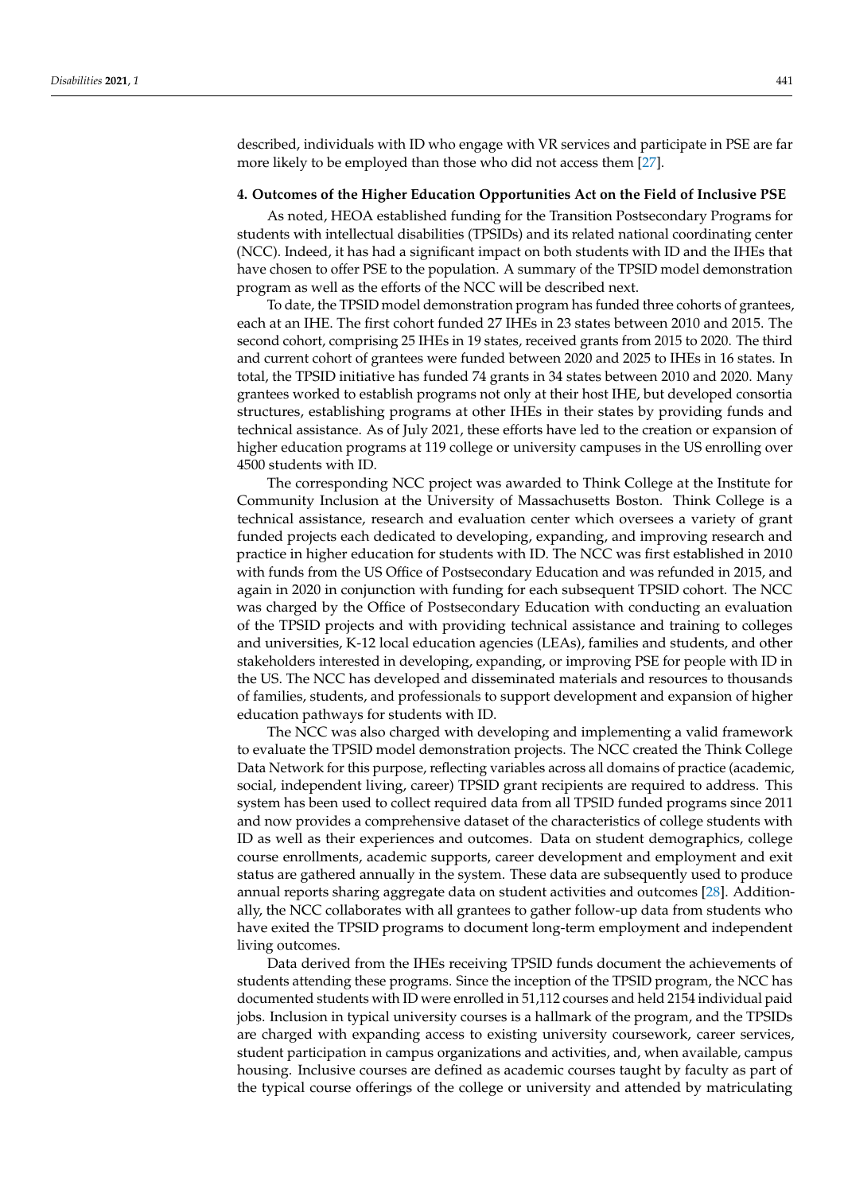described, individuals with ID who engage with VR services and participate in PSE are far more likely to be employed than those who did not access them [27].

## 4. Outcomes of the Higher Education Opportunities Act on the Field of Inclusive PSE

As noted, HEOA established funding for the Transition Postsecondary Programs for students with intellectual disabilities (TPSIDs) and its related national coordinating center (NCC). Indeed, it has had a significant impact on both students with ID and the IHEs that have chosen to offer PSE to the population. A summary of the TPSID model demonstration program as well as the efforts of the NCC will be described next.

To date, the TPSID model demonstration program has funded three cohorts of grantees, each at an IHE. The first cohort funded 27 IHEs in 23 states between 2010 and 2015. The second cohort, comprising 25 IHEs in 19 states, received grants from 2015 to 2020. The third and current cohort of grantees were funded between 2020 and 2025 to IHEs in 16 states. In total, the TPSID initiative has funded 74 grants in 34 states between 2010 and 2020. Many grantees worked to establish programs not only at their host IHE, but developed consortia structures, establishing programs at other IHEs in their states by providing funds and technical assistance. As of July 2021, these efforts have led to the creation or expansion of higher education programs at 119 college or university campuses in the US enrolling over 4500 students with ID.

The corresponding NCC project was awarded to Think College at the Institute for Community Inclusion at the University of Massachusetts Boston. Think College is a technical assistance, research and evaluation center which oversees a variety of grant funded projects each dedicated to developing, expanding, and improving research and practice in higher education for students with ID. The NCC was first established in 2010 with funds from the US Office of Postsecondary Education and was refunded in 2015, and again in 2020 in conjunction with funding for each subsequent TPSID cohort. The NCC was charged by the Office of Postsecondary Education with conducting an evaluation of the TPSID projects and with providing technical assistance and training to colleges and universities, K-12 local education agencies (LEAs), families and students, and other stakeholders interested in developing, expanding, or improving PSE for people with ID in the US. The NCC has developed and disseminated materials and resources to thousands of families, students, and professionals to support development and expansion of higher education pathways for students with ID.

The NCC was also charged with developing and implementing a valid framework to evaluate the TPSID model demonstration projects. The NCC created the Think College Data Network for this purpose, reflecting variables across all domains of practice (academic, social, independent living, career) TPSID grant recipients are required to address. This system has been used to collect required data from all TPSID funded programs since 2011 and now provides a comprehensive dataset of the characteristics of college students with ID as well as their experiences and outcomes. Data on student demographics, college course enrollments, academic supports, career development and employment and exit status are gathered annually in the system. These data are subsequently used to produce annual reports sharing aggregate data on student activities and outcomes [28]. Additionally, the NCC collaborates with all grantees to gather follow-up data from students who have exited the TPSID programs to document long-term employment and independent living outcomes.

Data derived from the IHEs receiving TPSID funds document the achievements of students attending these programs. Since the inception of the TPSID program, the NCC has documented students with ID were enrolled in 51,112 courses and held 2154 individual paid jobs. Inclusion in typical university courses is a hallmark of the program, and the TPSIDs are charged with expanding access to existing university coursework, career services, student participation in campus organizations and activities, and, when available, campus housing. Inclusive courses are defined as academic courses taught by faculty as part of the typical course offerings of the college or university and attended by matriculating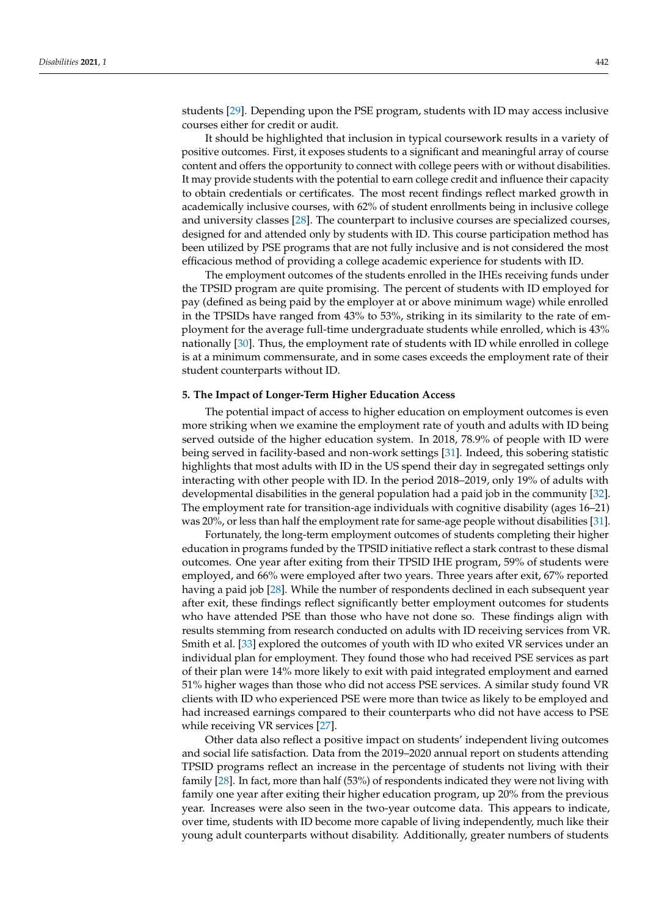students [29]. Depending upon the PSE program, students with ID may access inclusive courses either for credit or audit.

It should be highlighted that inclusion in typical coursework results in a variety of positive outcomes. First, it exposes students to a significant and meaningful array of course content and offers the opportunity to connect with college peers with or without disabilities. It may provide students with the potential to earn college credit and influence their capacity to obtain credentials or certificates. The most recent findings reflect marked growth in academically inclusive courses, with 62% of student enrollments being in inclusive college and university classes [28]. The counterpart to inclusive courses are specialized courses, designed for and attended only by students with ID. This course participation method has been utilized by PSE programs that are not fully inclusive and is not considered the most efficacious method of providing a college academic experience for students with ID.

The employment outcomes of the students enrolled in the IHEs receiving funds under the TPSID program are quite promising. The percent of students with ID employed for pay (defined as being paid by the employer at or above minimum wage) while enrolled in the TPSIDs have ranged from 43% to 53%, striking in its similarity to the rate of employment for the average full-time undergraduate students while enrolled, which is 43% nationally [30]. Thus, the employment rate of students with ID while enrolled in college is at a minimum commensurate, and in some cases exceeds the employment rate of their student counterparts without ID.

## 5. The Impact of Longer-Term Higher Education Access

The potential impact of access to higher education on employment outcomes is even more striking when we examine the employment rate of youth and adults with ID being served outside of the higher education system. In 2018, 78.9% of people with ID were being served in facility-based and non-work settings [31]. Indeed, this sobering statistic highlights that most adults with ID in the US spend their day in segregated settings only interacting with other people with ID. In the period 2018–2019, only 19% of adults with developmental disabilities in the general population had a paid job in the community [32]. The employment rate for transition-age individuals with cognitive disability (ages 16–21) was 20%, or less than half the employment rate for same-age people without disabilities [31].

Fortunately, the long-term employment outcomes of students completing their higher education in programs funded by the TPSID initiative reflect a stark contrast to these dismal outcomes. One year after exiting from their TPSID IHE program, 59% of students were employed, and 66% were employed after two years. Three years after exit, 67% reported having a paid job [28]. While the number of respondents declined in each subsequent year after exit, these findings reflect significantly better employment outcomes for students who have attended PSE than those who have not done so. These findings align with results stemming from research conducted on adults with ID receiving services from VR. Smith et al. [33] explored the outcomes of youth with ID who exited VR services under an individual plan for employment. They found those who had received PSE services as part of their plan were 14% more likely to exit with paid integrated employment and earned 51% higher wages than those who did not access PSE services. A similar study found VR clients with ID who experienced PSE were more than twice as likely to be employed and had increased earnings compared to their counterparts who did not have access to PSE while receiving VR services [27].

Other data also reflect a positive impact on students' independent living outcomes and social life satisfaction. Data from the 2019–2020 annual report on students attending TPSID programs reflect an increase in the percentage of students not living with their family [28]. In fact, more than half (53%) of respondents indicated they were not living with family one year after exiting their higher education program, up 20% from the previous year. Increases were also seen in the two-year outcome data. This appears to indicate, over time, students with ID become more capable of living independently, much like their young adult counterparts without disability. Additionally, greater numbers of students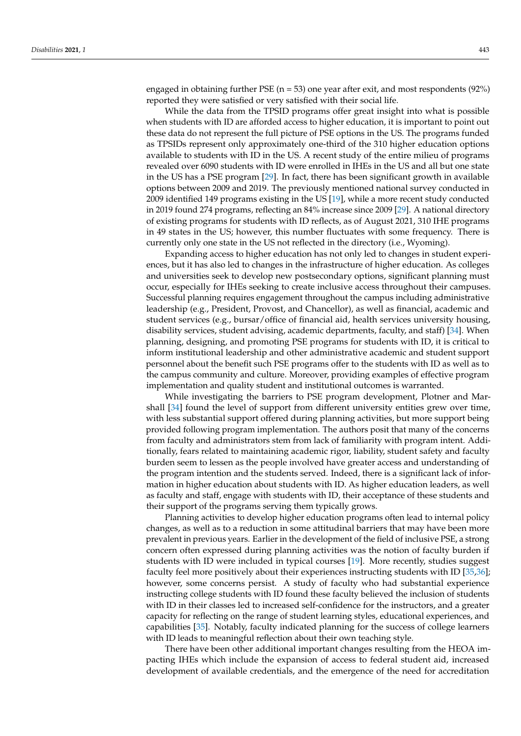engaged in obtaining further PSE (n = 53) one year after exit, and most respondents (92%) reported they were satisfied or very satisfied with their social life.

While the data from the TPSID programs offer great insight into what is possible when students with ID are afforded access to higher education, it is important to point out these data do not represent the full picture of PSE options in the US. The programs funded as TPSIDs represent only approximately one-third of the 310 higher education options available to students with ID in the US. A recent study of the entire milieu of programs revealed over 6090 students with ID were enrolled in IHEs in the US and all but one state in the US has a PSE program [29]. In fact, there has been significant growth in available options between 2009 and 2019. The previously mentioned national survey conducted in 2009 identified 149 programs existing in the US [19], while a more recent study conducted in 2019 found 274 programs, reflecting an 84% increase since 2009 [29]. A national directory of existing programs for students with ID reflects, as of August 2021, 310 IHE programs in 49 states in the US; however, this number fluctuates with some frequency. There is currently only one state in the US not reflected in the directory (i.e., Wyoming).

Expanding access to higher education has not only led to changes in student experiences, but it has also led to changes in the infrastructure of higher education. As colleges and universities seek to develop new postsecondary options, significant planning must occur, especially for IHEs seeking to create inclusive access throughout their campuses. Successful planning requires engagement throughout the campus including administrative leadership (e.g., President, Provost, and Chancellor), as well as financial, academic and student services (e.g., bursar/office of financial aid, health services university housing, disability services, student advising, academic departments, faculty, and staff) [34]. When planning, designing, and promoting PSE programs for students with ID, it is critical to inform institutional leadership and other administrative academic and student support personnel about the benefit such PSE programs offer to the students with ID as well as to the campus community and culture. Moreover, providing examples of effective program implementation and quality student and institutional outcomes is warranted.

While investigating the barriers to PSE program development, Plotner and Marshall [34] found the level of support from different university entities grew over time, with less substantial support offered during planning activities, but more support being provided following program implementation. The authors posit that many of the concerns from faculty and administrators stem from lack of familiarity with program intent. Additionally, fears related to maintaining academic rigor, liability, student safety and faculty burden seem to lessen as the people involved have greater access and understanding of the program intention and the students served. Indeed, there is a significant lack of information in higher education about students with ID. As higher education leaders, as well as faculty and staff, engage with students with ID, their acceptance of these students and their support of the programs serving them typically grows.

Planning activities to develop higher education programs often lead to internal policy changes, as well as to a reduction in some attitudinal barriers that may have been more prevalent in previous years. Earlier in the development of the field of inclusive PSE, a strong concern often expressed during planning activities was the notion of faculty burden if students with ID were included in typical courses [19]. More recently, studies suggest faculty feel more positively about their experiences instructing students with ID [35,36]; however, some concerns persist. A study of faculty who had substantial experience instructing college students with ID found these faculty believed the inclusion of students with ID in their classes led to increased self-confidence for the instructors, and a greater capacity for reflecting on the range of student learning styles, educational experiences, and capabilities [35]. Notably, faculty indicated planning for the success of college learners with ID leads to meaningful reflection about their own teaching style.

There have been other additional important changes resulting from the HEOA impacting IHEs which include the expansion of access to federal student aid, increased development of available credentials, and the emergence of the need for accreditation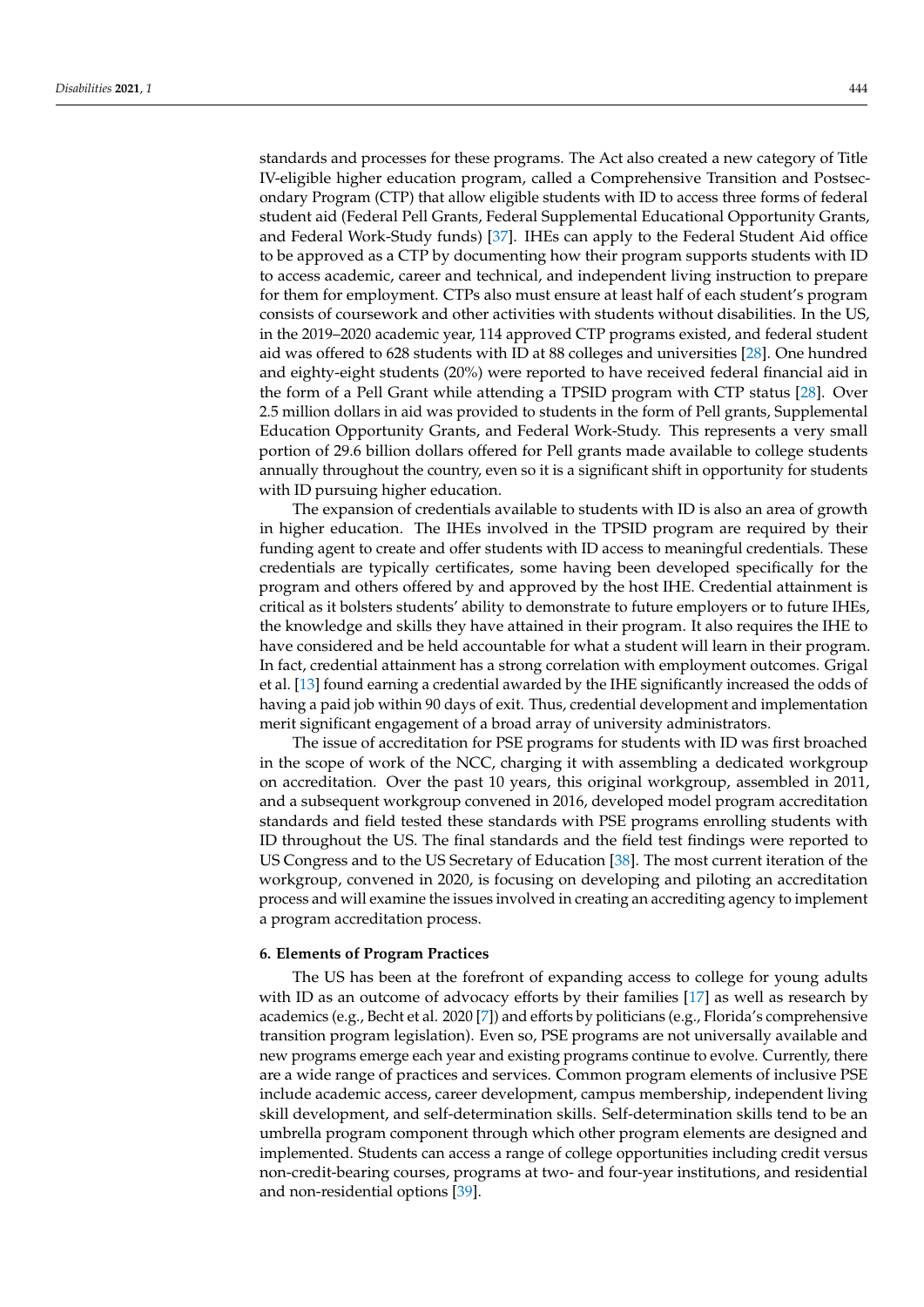standards and processes for these programs. The Act also created a new category of Title IV-eligible higher education program, called a Comprehensive Transition and Postsecondary Program (CTP) that allow eligible students with ID to access three forms of federal student aid (Federal Pell Grants, Federal Supplemental Educational Opportunity Grants, and Federal Work-Study funds) [37]. IHEs can apply to the Federal Student Aid office to be approved as a CTP by documenting how their program supports students with ID to access academic, career and technical, and independent living instruction to prepare for them for employment. CTPs also must ensure at least half of each student's program consists of coursework and other activities with students without disabilities. In the US, in the 2019–2020 academic year, 114 approved CTP programs existed, and federal student aid was offered to 628 students with ID at 88 colleges and universities [28]. One hundred and eighty-eight students (20%) were reported to have received federal financial aid in the form of a Pell Grant while attending a TPSID program with CTP status [28]. Over 2.5 million dollars in aid was provided to students in the form of Pell grants, Supplemental Education Opportunity Grants, and Federal Work-Study. This represents a very small portion of 29.6 billion dollars offered for Pell grants made available to college students annually throughout the country, even so it is a significant shift in opportunity for students with ID pursuing higher education.

The expansion of credentials available to students with ID is also an area of growth in higher education. The IHEs involved in the TPSID program are required by their funding agent to create and offer students with ID access to meaningful credentials. These credentials are typically certificates, some having been developed specifically for the program and others offered by and approved by the host IHE. Credential attainment is critical as it bolsters students' ability to demonstrate to future employers or to future IHEs, the knowledge and skills they have attained in their program. It also requires the IHE to have considered and be held accountable for what a student will learn in their program. In fact, credential attainment has a strong correlation with employment outcomes. Grigal et al. [13] found earning a credential awarded by the IHE significantly increased the odds of having a paid job within 90 days of exit. Thus, credential development and implementation merit significant engagement of a broad array of university administrators.

The issue of accreditation for PSE programs for students with ID was first broached in the scope of work of the NCC, charging it with assembling a dedicated workgroup on accreditation. Over the past 10 years, this original workgroup, assembled in 2011, and a subsequent workgroup convened in 2016, developed model program accreditation standards and field tested these standards with PSE programs enrolling students with ID throughout the US. The final standards and the field test findings were reported to US Congress and to the US Secretary of Education [38]. The most current iteration of the workgroup, convened in 2020, is focusing on developing and piloting an accreditation process and will examine the issues involved in creating an accrediting agency to implement a program accreditation process.

## 6. Elements of Program Practices

The US has been at the forefront of expanding access to college for young adults with ID as an outcome of advocacy efforts by their families [17] as well as research by academics (e.g., Becht et al. 2020 [7]) and efforts by politicians (e.g., Florida's comprehensive transition program legislation). Even so, PSE programs are not universally available and new programs emerge each year and existing programs continue to evolve. Currently, there are a wide range of practices and services. Common program elements of inclusive PSE include academic access, career development, campus membership, independent living skill development, and self-determination skills. Self-determination skills tend to be an umbrella program component through which other program elements are designed and implemented. Students can access a range of college opportunities including credit versus non-credit-bearing courses, programs at two- and four-year institutions, and residential and non-residential options [39].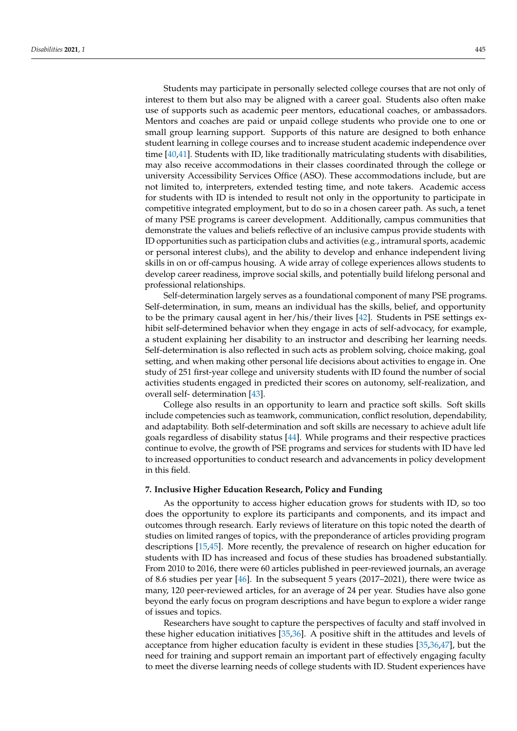Students may participate in personally selected college courses that are not only of interest to them but also may be aligned with a career goal. Students also often make use of supports such as academic peer mentors, educational coaches, or ambassadors. Mentors and coaches are paid or unpaid college students who provide one to one or small group learning support. Supports of this nature are designed to both enhance student learning in college courses and to increase student academic independence over time [40,41]. Students with ID, like traditionally matriculating students with disabilities, may also receive accommodations in their classes coordinated through the college or university Accessibility Services Office (ASO). These accommodations include, but are not limited to, interpreters, extended testing time, and note takers. Academic access for students with ID is intended to result not only in the opportunity to participate in competitive integrated employment, but to do so in a chosen career path. As such, a tenet of many PSE programs is career development. Additionally, campus communities that demonstrate the values and beliefs reflective of an inclusive campus provide students with ID opportunities such as participation clubs and activities (e.g., intramural sports, academic or personal interest clubs), and the ability to develop and enhance independent living skills in on or off-campus housing. A wide array of college experiences allows students to develop career readiness, improve social skills, and potentially build lifelong personal and professional relationships.

Self-determination largely serves as a foundational component of many PSE programs. Self-determination, in sum, means an individual has the skills, belief, and opportunity to be the primary causal agent in her/his/their lives [42]. Students in PSE settings exhibit self-determined behavior when they engage in acts of self-advocacy, for example, a student explaining her disability to an instructor and describing her learning needs. Self-determination is also reflected in such acts as problem solving, choice making, goal setting, and when making other personal life decisions about activities to engage in. One study of 251 first-year college and university students with ID found the number of social activities students engaged in predicted their scores on autonomy, self-realization, and overall self- determination [43].

College also results in an opportunity to learn and practice soft skills. Soft skills include competencies such as teamwork, communication, conflict resolution, dependability, and adaptability. Both self-determination and soft skills are necessary to achieve adult life goals regardless of disability status [44]. While programs and their respective practices continue to evolve, the growth of PSE programs and services for students with ID have led to increased opportunities to conduct research and advancements in policy development in this field.

## 7. Inclusive Higher Education Research, Policy and Funding

As the opportunity to access higher education grows for students with ID, so too does the opportunity to explore its participants and components, and its impact and outcomes through research. Early reviews of literature on this topic noted the dearth of studies on limited ranges of topics, with the preponderance of articles providing program descriptions [15,45]. More recently, the prevalence of research on higher education for students with ID has increased and focus of these studies has broadened substantially. From 2010 to 2016, there were 60 articles published in peer-reviewed journals, an average of 8.6 studies per year [46]. In the subsequent 5 years (2017–2021), there were twice as many, 120 peer-reviewed articles, for an average of 24 per year. Studies have also gone beyond the early focus on program descriptions and have begun to explore a wider range of issues and topics.

Researchers have sought to capture the perspectives of faculty and staff involved in these higher education initiatives [35,36]. A positive shift in the attitudes and levels of acceptance from higher education faculty is evident in these studies [35,36,47], but the need for training and support remain an important part of effectively engaging faculty to meet the diverse learning needs of college students with ID. Student experiences have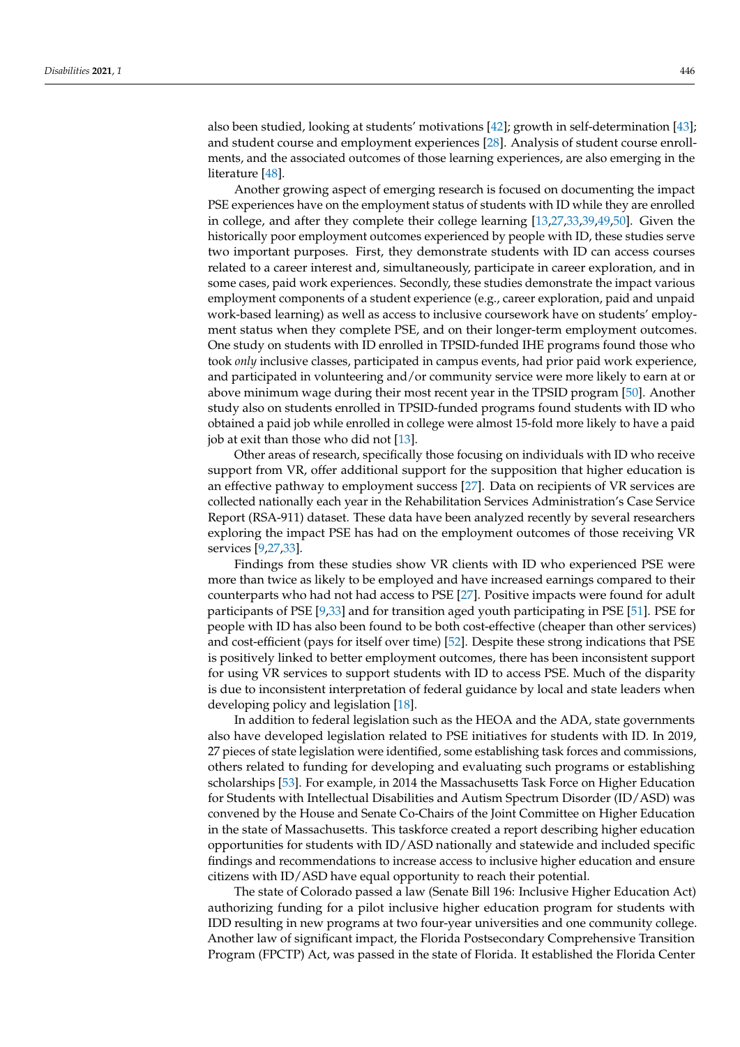also been studied, looking at students' motivations [42]; growth in self-determination [43]; and student course and employment experiences [28]. Analysis of student course enrollments, and the associated outcomes of those learning experiences, are also emerging in the literature [48].

Another growing aspect of emerging research is focused on documenting the impact PSE experiences have on the employment status of students with ID while they are enrolled in college, and after they complete their college learning [13,27,33,39,49,50]. Given the historically poor employment outcomes experienced by people with ID, these studies serve two important purposes. First, they demonstrate students with ID can access courses related to a career interest and, simultaneously, participate in career exploration, and in some cases, paid work experiences. Secondly, these studies demonstrate the impact various employment components of a student experience (e.g., career exploration, paid and unpaid work-based learning) as well as access to inclusive coursework have on students' employment status when they complete PSE, and on their longer-term employment outcomes. One study on students with ID enrolled in TPSID-funded IHE programs found those who took *only* inclusive classes, participated in campus events, had prior paid work experience, and participated in volunteering and/or community service were more likely to earn at or above minimum wage during their most recent year in the TPSID program [50]. Another study also on students enrolled in TPSID-funded programs found students with ID who obtained a paid job while enrolled in college were almost 15-fold more likely to have a paid job at exit than those who did not [13].

Other areas of research, specifically those focusing on individuals with ID who receive support from VR, offer additional support for the supposition that higher education is an effective pathway to employment success [27]. Data on recipients of VR services are collected nationally each year in the Rehabilitation Services Administration's Case Service Report (RSA-911) dataset. These data have been analyzed recently by several researchers exploring the impact PSE has had on the employment outcomes of those receiving VR services [9,27,33].

Findings from these studies show VR clients with ID who experienced PSE were more than twice as likely to be employed and have increased earnings compared to their counterparts who had not had access to PSE [27]. Positive impacts were found for adult participants of PSE [9,33] and for transition aged youth participating in PSE [51]. PSE for people with ID has also been found to be both cost-effective (cheaper than other services) and cost-efficient (pays for itself over time) [52]. Despite these strong indications that PSE is positively linked to better employment outcomes, there has been inconsistent support for using VR services to support students with ID to access PSE. Much of the disparity is due to inconsistent interpretation of federal guidance by local and state leaders when developing policy and legislation [18].

In addition to federal legislation such as the HEOA and the ADA, state governments also have developed legislation related to PSE initiatives for students with ID. In 2019, 27 pieces of state legislation were identified, some establishing task forces and commissions, others related to funding for developing and evaluating such programs or establishing scholarships [53]. For example, in 2014 the Massachusetts Task Force on Higher Education for Students with Intellectual Disabilities and Autism Spectrum Disorder (ID/ASD) was convened by the House and Senate Co-Chairs of the Joint Committee on Higher Education in the state of Massachusetts. This taskforce created a report describing higher education opportunities for students with ID/ASD nationally and statewide and included specific findings and recommendations to increase access to inclusive higher education and ensure citizens with ID/ASD have equal opportunity to reach their potential.

The state of Colorado passed a law (Senate Bill 196: Inclusive Higher Education Act) authorizing funding for a pilot inclusive higher education program for students with IDD resulting in new programs at two four-year universities and one community college. Another law of significant impact, the Florida Postsecondary Comprehensive Transition Program (FPCTP) Act, was passed in the state of Florida. It established the Florida Center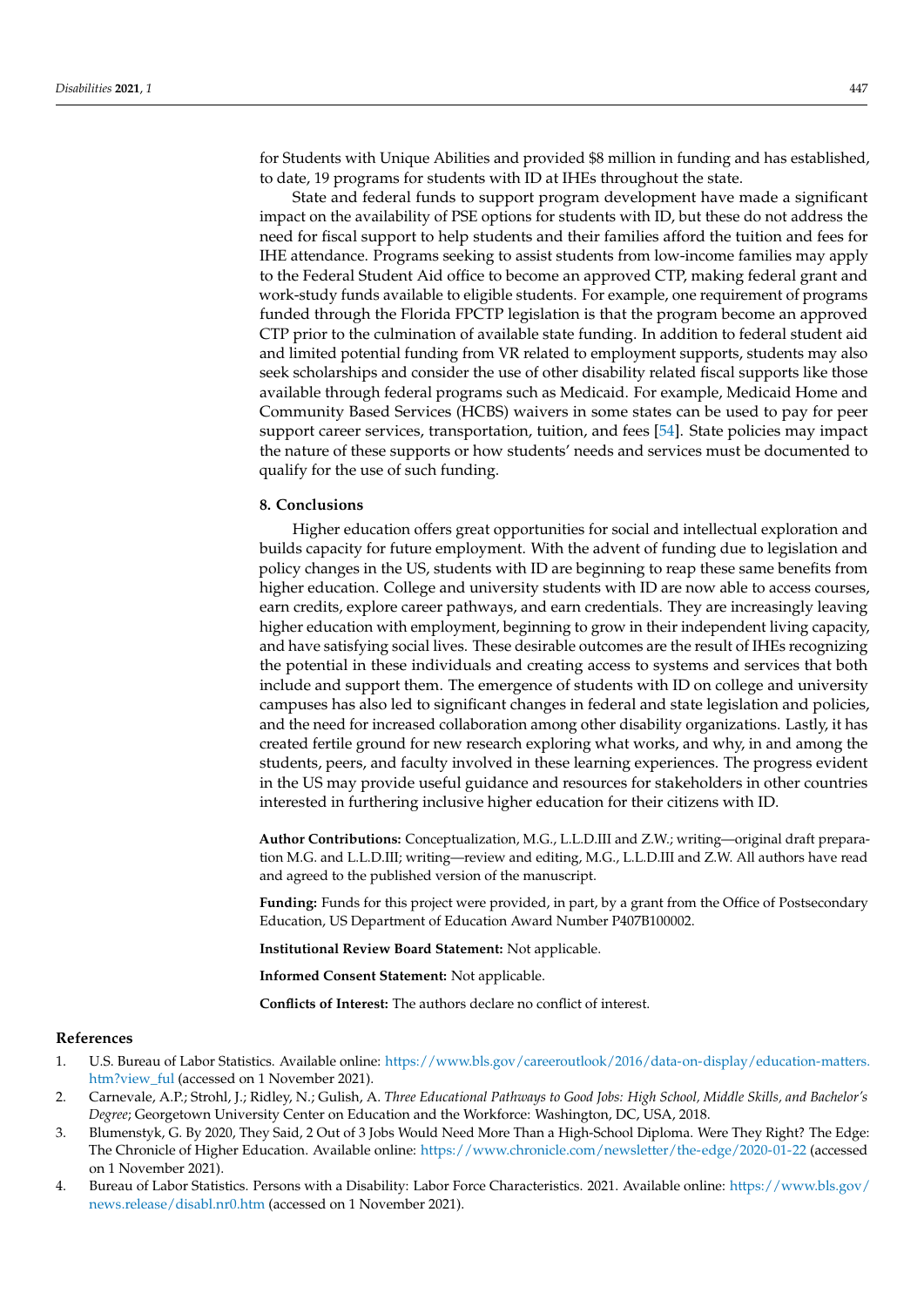for Students with Unique Abilities and provided $8 million in funding and has established, to date, 19 programs for students with ID at IHEs throughout the state.

State and federal funds to support program development have made a significant impact on the availability of PSE options for students with ID, but these do not address the need for fiscal support to help students and their families afford the tuition and fees for IHE attendance. Programs seeking to assist students from low-income families may apply to the Federal Student Aid office to become an approved CTP, making federal grant and work-study funds available to eligible students. For example, one requirement of programs funded through the Florida FPCTP legislation is that the program become an approved CTP prior to the culmination of available state funding. In addition to federal student aid and limited potential funding from VR related to employment supports, students may also seek scholarships and consider the use of other disability related fiscal supports like those available through federal programs such as Medicaid. For example, Medicaid Home and Community Based Services (HCBS) waivers in some states can be used to pay for peer support career services, transportation, tuition, and fees [54]. State policies may impact the nature of these supports or how students' needs and services must be documented to qualify for the use of such funding.

## 8. Conclusions

Higher education offers great opportunities for social and intellectual exploration and builds capacity for future employment. With the advent of funding due to legislation and policy changes in the US, students with ID are beginning to reap these same benefits from higher education. College and university students with ID are now able to access courses, earn credits, explore career pathways, and earn credentials. They are increasingly leaving higher education with employment, beginning to grow in their independent living capacity, and have satisfying social lives. These desirable outcomes are the result of IHEs recognizing the potential in these individuals and creating access to systems and services that both include and support them. The emergence of students with ID on college and university campuses has also led to significant changes in federal and state legislation and policies, and the need for increased collaboration among other disability organizations. Lastly, it has created fertile ground for new research exploring what works, and why, in and among the students, peers, and faculty involved in these learning experiences. The progress evident in the US may provide useful guidance and resources for stakeholders in other countries interested in furthering inclusive higher education for their citizens with ID.

**Author Contributions:** Conceptualization, M.G., L.L.D.III and Z.W.; writing—original draft preparation M.G. and L.L.D.III; writing—review and editing, M.G., L.L.D.III and Z.W. All authors have read and agreed to the published version of the manuscript.

**Funding:** Funds for this project were provided, in part, by a grant from the Office of Postsecondary Education, US Department of Education Award Number P407B100002.

**Institutional Review Board Statement:** Not applicable.

**Informed Consent Statement:** Not applicable.

**Conflicts of Interest:** The authors declare no conflict of interest.

## References

1. U.S. Bureau of Labor Statistics. Available online: https://www.bls.gov/careeroutlook/2016/data-on-display/education-matters.htm?view_ful (accessed on 1 November 2021).
2. Carnevale, A.P.; Strohl, J.; Ridley, N.; Gulish, A. *Three Educational Pathways to Good Jobs: High School, Middle Skills, and Bachelor's Degree*; Georgetown University Center on Education and the Workforce: Washington, DC, USA, 2018.
3. Blumenstyk, G. By 2020, They Said, 2 Out of 3 Jobs Would Need More Than a High-School Diploma. Were They Right? The Edge: The Chronicle of Higher Education. Available online: https://www.chronicle.com/newsletter/the-edge/2020-01-22 (accessed on 1 November 2021).
4. Bureau of Labor Statistics. Persons with a Disability: Labor Force Characteristics. 2021. Available online: https://www.bls.gov/news.release/disabl.nr0.htm (accessed on 1 November 2021).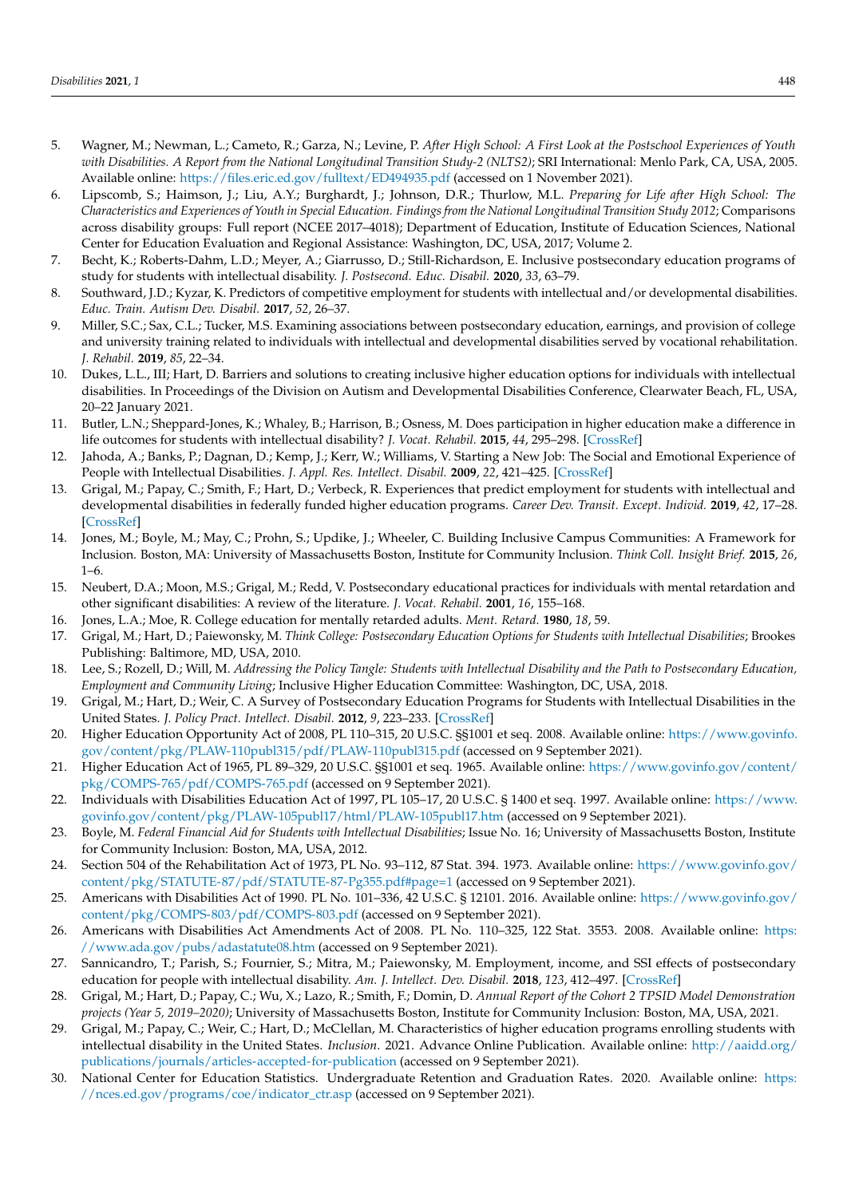5. Wagner, M.; Newman, L.; Cameto, R.; Garza, N.; Levine, P. *After High School: A First Look at the Postschool Experiences of Youth with Disabilities. A Report from the National Longitudinal Transition Study-2 (NLTS2)*; SRI International: Menlo Park, CA, USA, 2005. Available online: https://files.eric.ed.gov/fulltext/ED494935.pdf (accessed on 1 November 2021).
6. Lipscomb, S.; Haimson, J.; Liu, A.Y.; Burghardt, J.; Johnson, D.R.; Thurlow, M.L. *Preparing for Life after High School: The Characteristics and Experiences of Youth in Special Education. Findings from the National Longitudinal Transition Study 2012*; Comparisons across disability groups: Full report (NCEE 2017–4018); Department of Education, Institute of Education Sciences, National Center for Education Evaluation and Regional Assistance: Washington, DC, USA, 2017; Volume 2.
7. Becht, K.; Roberts-Dahm, L.D.; Meyer, A.; Giarrusso, D.; Still-Richardson, E. Inclusive postsecondary education programs of study for students with intellectual disability. *J. Postsecond. Educ. Disabil.* **2020**, *33*, 63–79.
8. Southward, J.D.; Kyzar, K. Predictors of competitive employment for students with intellectual and/or developmental disabilities. *Educ. Train. Autism Dev. Disabil.* **2017**, *52*, 26–37.
9. Miller, S.C.; Sax, C.L.; Tucker, M.S. Examining associations between postsecondary education, earnings, and provision of college and university training related to individuals with intellectual and developmental disabilities served by vocational rehabilitation. *J. Rehabil.* **2019**, *85*, 22–34.
10. Dukes, L.L., III; Hart, D. Barriers and solutions to creating inclusive higher education options for individuals with intellectual disabilities. In Proceedings of the Division on Autism and Developmental Disabilities Conference, Clearwater Beach, FL, USA, 20–22 January 2021.
11. Butler, L.N.; Sheppard-Jones, K.; Whaley, B.; Harrison, B.; Osness, M. Does participation in higher education make a difference in life outcomes for students with intellectual disability? *J. Vocat. Rehabil.* **2015**, *44*, 295–298. [CrossRef]
12. Jahoda, A.; Banks, P.; Dagnan, D.; Kemp, J.; Kerr, W.; Williams, V. Starting a New Job: The Social and Emotional Experience of People with Intellectual Disabilities. *J. Appl. Res. Intellect. Disabil.* **2009**, *22*, 421–425. [CrossRef]
13. Grigal, M.; Papay, C.; Smith, F.; Hart, D.; Verbeck, R. Experiences that predict employment for students with intellectual and developmental disabilities in federally funded higher education programs. *Career Dev. Transit. Except. Individ.* **2019**, *42*, 17–28. [CrossRef]
14. Jones, M.; Boyle, M.; May, C.; Prohn, S.; Updike, J.; Wheeler, C. Building Inclusive Campus Communities: A Framework for Inclusion. Boston, MA: University of Massachusetts Boston, Institute for Community Inclusion. *Think Coll. Insight Brief.* **2015**, *26*, 1–6.
15. Neubert, D.A.; Moon, M.S.; Grigal, M.; Redd, V. Postsecondary educational practices for individuals with mental retardation and other significant disabilities: A review of the literature. *J. Vocat. Rehabil.* **2001**, *16*, 155–168.
16. Jones, L.A.; Moe, R. College education for mentally retarded adults. *Ment. Retard.* **1980**, *18*, 59.
17. Grigal, M.; Hart, D.; Paiewonsky, M. *Think College: Postsecondary Education Options for Students with Intellectual Disabilities*; Brookes Publishing: Baltimore, MD, USA, 2010.
18. Lee, S.; Rozell, D.; Will, M. *Addressing the Policy Tangle: Students with Intellectual Disability and the Path to Postsecondary Education, Employment and Community Living*; Inclusive Higher Education Committee: Washington, DC, USA, 2018.
19. Grigal, M.; Hart, D.; Weir, C. A Survey of Postsecondary Education Programs for Students with Intellectual Disabilities in the United States. *J. Policy Pract. Intellect. Disabil.* **2012**, *9*, 223–233. [CrossRef]
20. Higher Education Opportunity Act of 2008, PL 110–315, 20 U.S.C. §§1001 et seq. 2008. Available online: https://www.govinfo.gov/content/pkg/PLAW-110publ315/pdf/PLAW-110publ315.pdf (accessed on 9 September 2021).
21. Higher Education Act of 1965, PL 89–329, 20 U.S.C. §§1001 et seq. 1965. Available online: https://www.govinfo.gov/content/pkg/COMPS-765/pdf/COMPS-765.pdf (accessed on 9 September 2021).
22. Individuals with Disabilities Education Act of 1997, PL 105–17, 20 U.S.C. § 1400 et seq. 1997. Available online: https://www.govinfo.gov/content/pkg/PLAW-105publ17/html/PLAW-105publ17.htm (accessed on 9 September 2021).
23. Boyle, M. *Federal Financial Aid for Students with Intellectual Disabilities*; Issue No. 16; University of Massachusetts Boston, Institute for Community Inclusion: Boston, MA, USA, 2012.
24. Section 504 of the Rehabilitation Act of 1973, PL No. 93–112, 87 Stat. 394. 1973. Available online: https://www.govinfo.gov/content/pkg/STATUTE-87/pdf/STATUTE-87-Pg355.pdf#page=1 (accessed on 9 September 2021).
25. Americans with Disabilities Act of 1990. PL No. 101–336, 42 U.S.C. § 12101. 2016. Available online: https://www.govinfo.gov/content/pkg/COMPS-803/pdf/COMPS-803.pdf (accessed on 9 September 2021).
26. Americans with Disabilities Act Amendments Act of 2008. PL No. 110–325, 122 Stat. 3553. 2008. Available online: https://www.ada.gov/pubs/adastatute08.htm (accessed on 9 September 2021).
27. Sannicandro, T.; Parish, S.; Fournier, S.; Mitra, M.; Paiewonsky, M. Employment, income, and SSI effects of postsecondary education for people with intellectual disability. *Am. J. Intellect. Dev. Disabil.* **2018**, *123*, 412–497. [CrossRef]
28. Grigal, M.; Hart, D.; Papay, C.; Wu, X.; Lazo, R.; Smith, F.; Domin, D. *Annual Report of the Cohort 2 TPSID Model Demonstration projects (Year 5, 2019–2020)*; University of Massachusetts Boston, Institute for Community Inclusion: Boston, MA, USA, 2021.
29. Grigal, M.; Papay, C.; Weir, C.; Hart, D.; McClellan, M. Characteristics of higher education programs enrolling students with intellectual disability in the United States. *Inclusion*. 2021. Advance Online Publication. Available online: http://aaidd.org/publications/journals/articles-accepted-for-publication (accessed on 9 September 2021).
30. National Center for Education Statistics. Undergraduate Retention and Graduation Rates. 2020. Available online: https://nces.ed.gov/programs/coe/indicator_ctr.asp (accessed on 9 September 2021).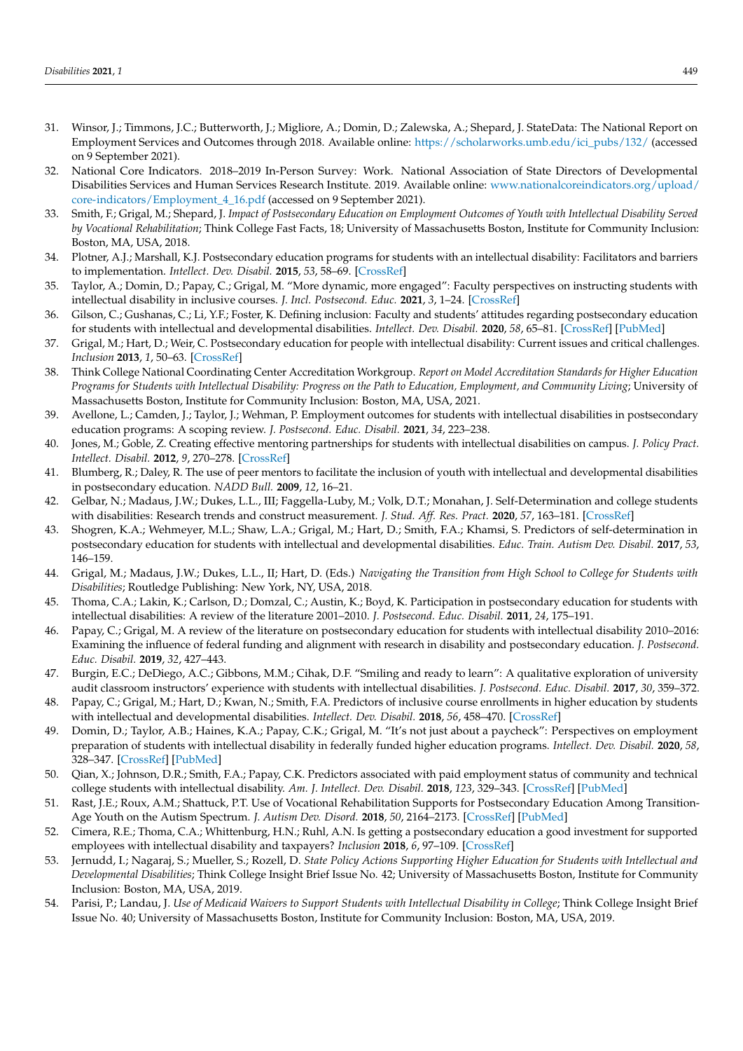31. Winsor, J.; Timmons, J.C.; Butterworth, J.; Migliore, A.; Domin, D.; Zalewska, A.; Shepard, J. StateData: The National Report on Employment Services and Outcomes through 2018. Available online: https://scholarworks.umb.edu/ici_pubs/132/ (accessed on 9 September 2021).
32. National Core Indicators. 2018–2019 In-Person Survey: Work. National Association of State Directors of Developmental Disabilities Services and Human Services Research Institute. 2019. Available online: www.nationalcoreindicators.org/upload/core-indicators/Employment_4_16.pdf (accessed on 9 September 2021).
33. Smith, F.; Grigal, M.; Shepard, J. *Impact of Postsecondary Education on Employment Outcomes of Youth with Intellectual Disability Served by Vocational Rehabilitation*; Think College Fast Facts, 18; University of Massachusetts Boston, Institute for Community Inclusion: Boston, MA, USA, 2018.
34. Plotner, A.J.; Marshall, K.J. Postsecondary education programs for students with an intellectual disability: Facilitators and barriers to implementation. *Intellect. Dev. Disabil.* **2015**, *53*, 58–69. [CrossRef]
35. Taylor, A.; Domin, D.; Papay, C.; Grigal, M. "More dynamic, more engaged": Faculty perspectives on instructing students with intellectual disability in inclusive courses. *J. Incl. Postsecond. Educ.* **2021**, *3*, 1–24. [CrossRef]
36. Gilson, C.; Gushanas, C.; Li, Y.F.; Foster, K. Defining inclusion: Faculty and students' attitudes regarding postsecondary education for students with intellectual and developmental disabilities. *Intellect. Dev. Disabil.* **2020**, *58*, 65–81. [CrossRef] [PubMed]
37. Grigal, M.; Hart, D.; Weir, C. Postsecondary education for people with intellectual disability: Current issues and critical challenges. *Inclusion* **2013**, *1*, 50–63. [CrossRef]
38. Think College National Coordinating Center Accreditation Workgroup. *Report on Model Accreditation Standards for Higher Education Programs for Students with Intellectual Disability: Progress on the Path to Education, Employment, and Community Living*; University of Massachusetts Boston, Institute for Community Inclusion: Boston, MA, USA, 2021.
39. Avellone, L.; Camden, J.; Taylor, J.; Wehman, P. Employment outcomes for students with intellectual disabilities in postsecondary education programs: A scoping review. *J. Postsecond. Educ. Disabil.* **2021**, *34*, 223–238.
40. Jones, M.; Goble, Z. Creating effective mentoring partnerships for students with intellectual disabilities on campus. *J. Policy Pract. Intellect. Disabil.* **2012**, *9*, 270–278. [CrossRef]
41. Blumberg, R.; Daley, R. The use of peer mentors to facilitate the inclusion of youth with intellectual and developmental disabilities in postsecondary education. *NADD Bull.* **2009**, *12*, 16–21.
42. Gelbar, N.; Madaus, J.W.; Dukes, L.L., III; Faggella-Luby, M.; Volk, D.T.; Monahan, J. Self-Determination and college students with disabilities: Research trends and construct measurement. *J. Stud. Aff. Res. Pract.* **2020**, *57*, 163–181. [CrossRef]
43. Shogren, K.A.; Wehmeyer, M.L.; Shaw, L.A.; Grigal, M.; Hart, D.; Smith, F.A.; Khamsi, S. Predictors of self-determination in postsecondary education for students with intellectual and developmental disabilities. *Educ. Train. Autism Dev. Disabil.* **2017**, *53*, 146–159.
44. Grigal, M.; Madaus, J.W.; Dukes, L.L., II; Hart, D. (Eds.) *Navigating the Transition from High School to College for Students with Disabilities*; Routledge Publishing: New York, NY, USA, 2018.
45. Thoma, C.A.; Lakin, K.; Carlson, D.; Domzal, C.; Austin, K.; Boyd, K. Participation in postsecondary education for students with intellectual disabilities: A review of the literature 2001–2010. *J. Postsecond. Educ. Disabil.* **2011**, *24*, 175–191.
46. Papay, C.; Grigal, M. A review of the literature on postsecondary education for students with intellectual disability 2010–2016: Examining the influence of federal funding and alignment with research in disability and postsecondary education. *J. Postsecond. Educ. Disabil.* **2019**, *32*, 427–443.
47. Burgin, E.C.; DeDiego, A.C.; Gibbons, M.M.; Cihak, D.F. "Smiling and ready to learn": A qualitative exploration of university audit classroom instructors' experience with students with intellectual disabilities. *J. Postsecond. Educ. Disabil.* **2017**, *30*, 359–372.
48. Papay, C.; Grigal, M.; Hart, D.; Kwan, N.; Smith, F.A. Predictors of inclusive course enrollments in higher education by students with intellectual and developmental disabilities. *Intellect. Dev. Disabil.* **2018**, *56*, 458–470. [CrossRef]
49. Domin, D.; Taylor, A.B.; Haines, K.A.; Papay, C.K.; Grigal, M. "It's not just about a paycheck": Perspectives on employment preparation of students with intellectual disability in federally funded higher education programs. *Intellect. Dev. Disabil.* **2020**, *58*, 328–347. [CrossRef] [PubMed]
50. Qian, X.; Johnson, D.R.; Smith, F.A.; Papay, C.K. Predictors associated with paid employment status of community and technical college students with intellectual disability. *Am. J. Intellect. Dev. Disabil.* **2018**, *123*, 329–343. [CrossRef] [PubMed]
51. Rast, J.E.; Roux, A.M.; Shattuck, P.T. Use of Vocational Rehabilitation Supports for Postsecondary Education Among Transition-Age Youth on the Autism Spectrum. *J. Autism Dev. Disord.* **2018**, *50*, 2164–2173. [CrossRef] [PubMed]
52. Cimera, R.E.; Thoma, C.A.; Whittenburg, H.N.; Ruhl, A.N. Is getting a postsecondary education a good investment for supported employees with intellectual disability and taxpayers? *Inclusion* **2018**, *6*, 97–109. [CrossRef]
53. Jernudd, I.; Nagaraj, S.; Mueller, S.; Rozell, D. *State Policy Actions Supporting Higher Education for Students with Intellectual and Developmental Disabilities*; Think College Insight Brief Issue No. 42; University of Massachusetts Boston, Institute for Community Inclusion: Boston, MA, USA, 2019.
54. Parisi, P.; Landau, J. *Use of Medicaid Waivers to Support Students with Intellectual Disability in College*; Think College Insight Brief Issue No. 40; University of Massachusetts Boston, Institute for Community Inclusion: Boston, MA, USA, 2019.